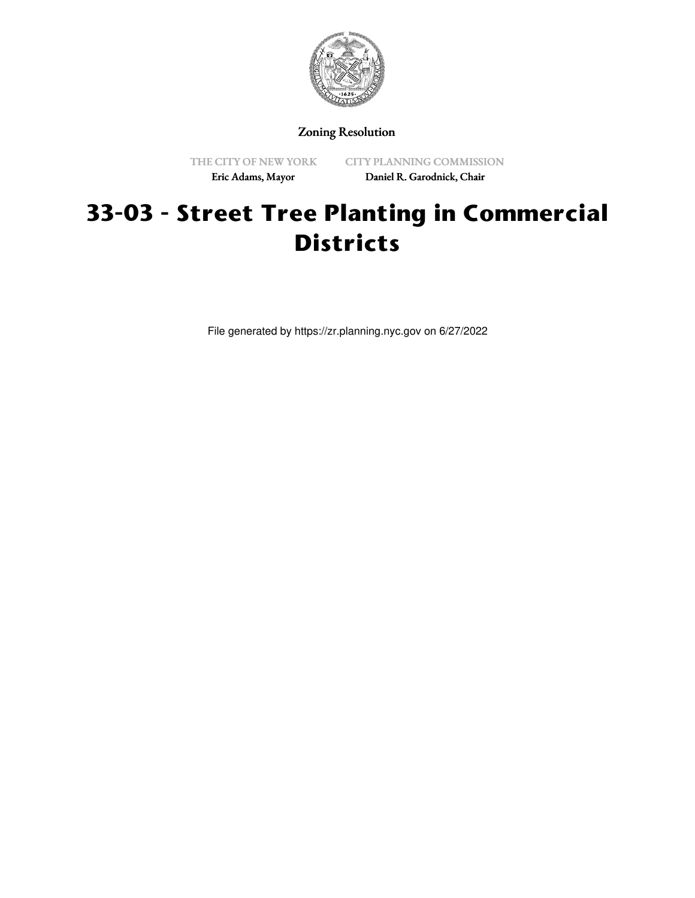Zoning Resolution

THE CITY OF NEW YORK
Eric Adams, Mayor

CITY PLANNING COMMISSION
Daniel R. Garodnick, Chair

# 33-03 - Street Tree Planting in Commercial Districts

File generated by https://zr.planning.nyc.gov on 6/27/2022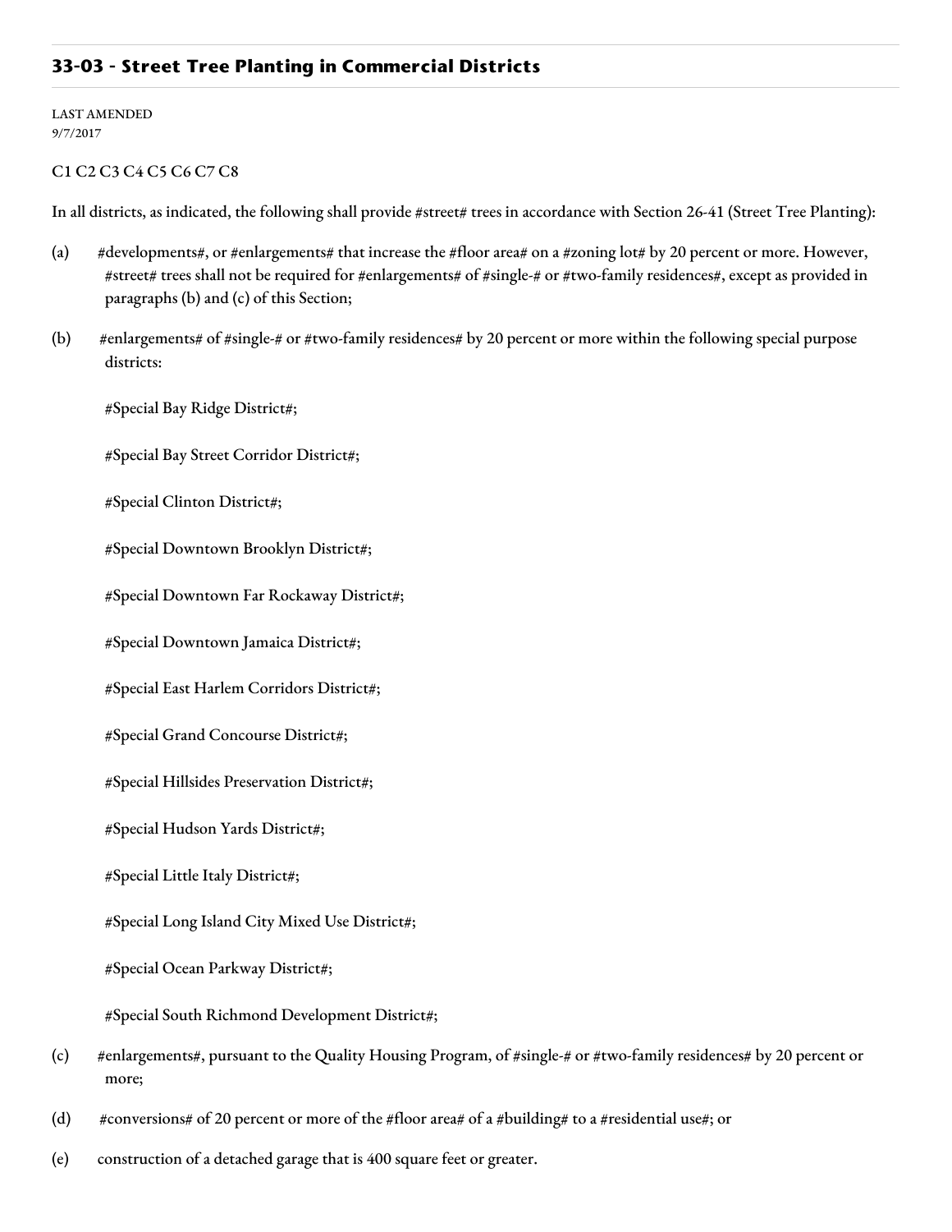## 33-03 - Street Tree Planting in Commercial Districts

LAST AMENDED
9/7/2017

C1 C2 C3 C4 C5 C6 C7 C8

In all districts, as indicated, the following shall provide #street# trees in accordance with Section 26-41 (Street Tree Planting):

(a) #developments#, or #enlargements# that increase the #floor area# on a #zoning lot# by 20 percent or more. However, #street# trees shall not be required for #enlargements# of #single-# or #two-family residences#, except as provided in paragraphs (b) and (c) of this Section;

(b) #enlargements# of #single-# or #two-family residences# by 20 percent or more within the following special purpose districts:

#Special Bay Ridge District#;

#Special Bay Street Corridor District#;

#Special Clinton District#;

#Special Downtown Brooklyn District#;

#Special Downtown Far Rockaway District#;

#Special Downtown Jamaica District#;

#Special East Harlem Corridors District#;

#Special Grand Concourse District#;

#Special Hillsides Preservation District#;

#Special Hudson Yards District#;

#Special Little Italy District#;

#Special Long Island City Mixed Use District#;

#Special Ocean Parkway District#;

#Special South Richmond Development District#;

(c) #enlargements#, pursuant to the Quality Housing Program, of #single-# or #two-family residences# by 20 percent or more;

(d) #conversions# of 20 percent or more of the #floor area# of a #building# to a #residential use#; or

(e) construction of a detached garage that is 400 square feet or greater.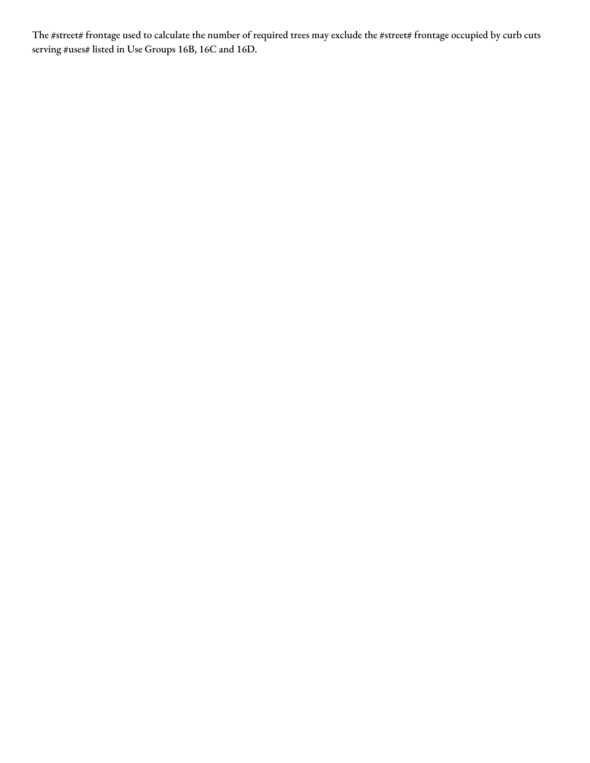The #street# frontage used to calculate the number of required trees may exclude the #street# frontage occupied by curb cuts serving #uses# listed in Use Groups 16B, 16C and 16D.